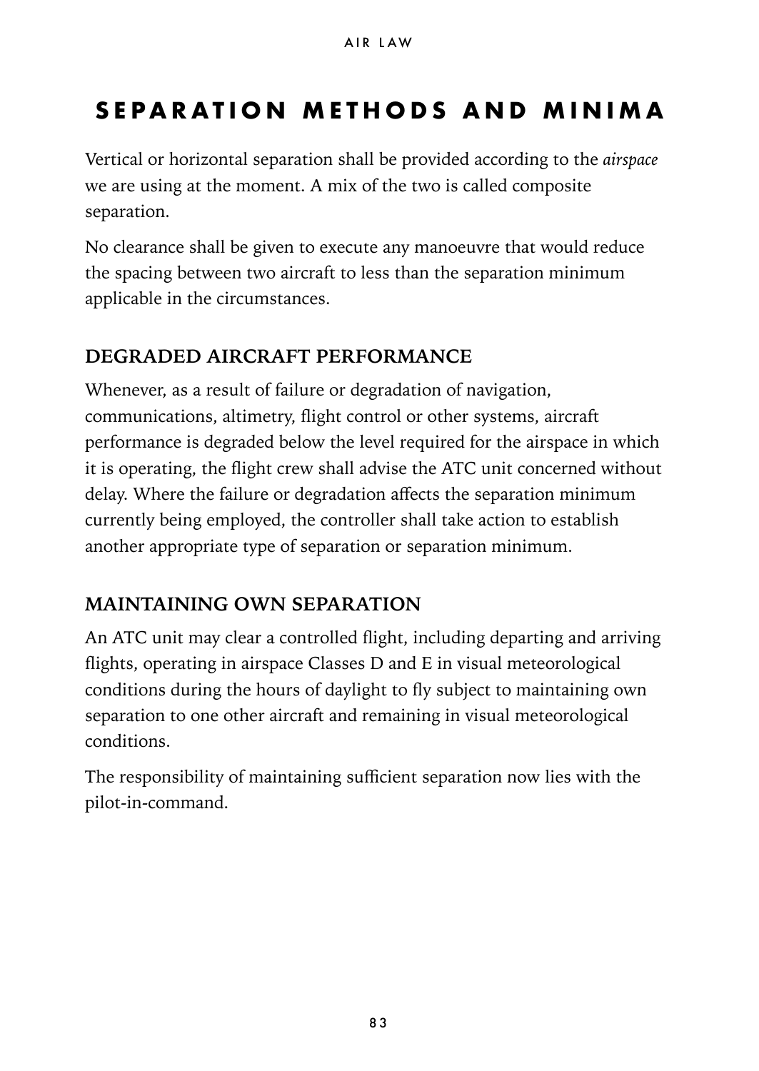# SEPARATION METHODS AND MINIMA

Vertical or horizontal separation shall be provided according to the *airspace* we are using at the moment. A mix of the two is called composite separation.

No clearance shall be given to execute any manoeuvre that would reduce the spacing between two aircraft to less than the separation minimum applicable in the circumstances.

## DEGRADED AIRCRAFT PERFORMANCE

Whenever, as a result of failure or degradation of navigation, communications, altimetry, flight control or other systems, aircraft performance is degraded below the level required for the airspace in which it is operating, the flight crew shall advise the ATC unit concerned without delay. Where the failure or degradation affects the separation minimum currently being employed, the controller shall take action to establish another appropriate type of separation or separation minimum.

## MAINTAINING OWN SEPARATION

An ATC unit may clear a controlled flight, including departing and arriving flights, operating in airspace Classes D and E in visual meteorological conditions during the hours of daylight to fly subject to maintaining own separation to one other aircraft and remaining in visual meteorological conditions.

The responsibility of maintaining sufficient separation now lies with the pilot-in-command.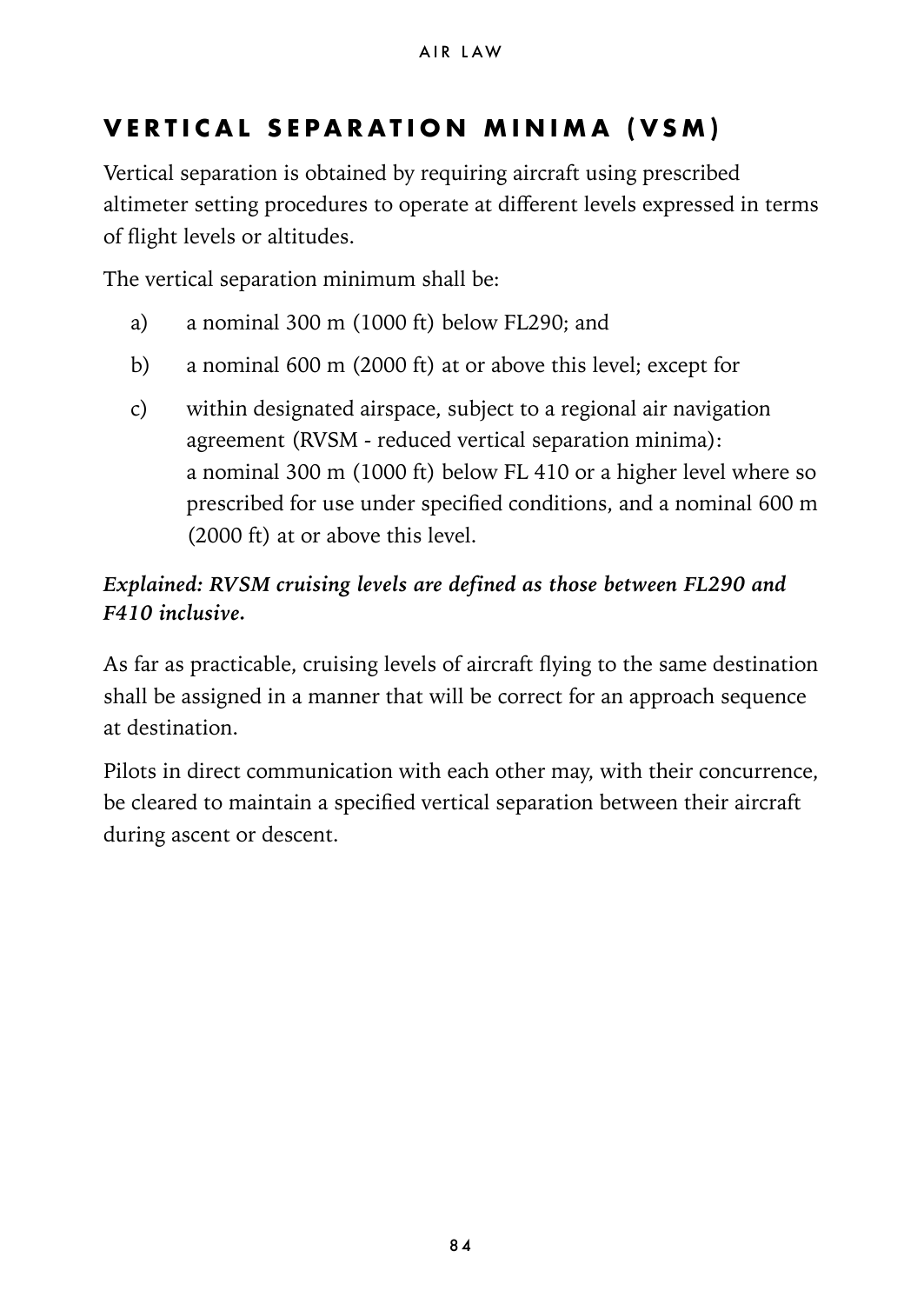## VERTICAL SEPARATION MINIMA (VSM)

Vertical separation is obtained by requiring aircraft using prescribed altimeter setting procedures to operate at different levels expressed in terms of flight levels or altitudes.

The vertical separation minimum shall be:

a) a nominal 300 m (1000 ft) below FL290; and

b) a nominal 600 m (2000 ft) at or above this level; except for

c) within designated airspace, subject to a regional air navigation agreement (RVSM - reduced vertical separation minima):
a nominal 300 m (1000 ft) below FL 410 or a higher level where so prescribed for use under specified conditions, and a nominal 600 m (2000 ft) at or above this level.

***Explained: RVSM cruising levels are defined as those between FL290 and F410 inclusive.***

As far as practicable, cruising levels of aircraft flying to the same destination shall be assigned in a manner that will be correct for an approach sequence at destination.

Pilots in direct communication with each other may, with their concurrence, be cleared to maintain a specified vertical separation between their aircraft during ascent or descent.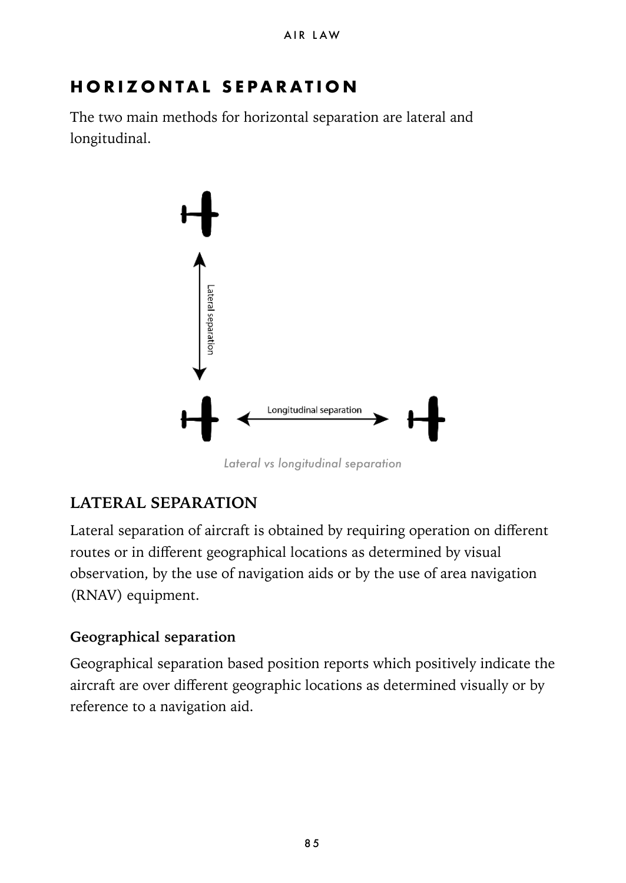## HORIZONTAL SEPARATION

The two main methods for horizontal separation are lateral and longitudinal.

*Lateral vs longitudinal separation*

### LATERAL SEPARATION

Lateral separation of aircraft is obtained by requiring operation on different routes or in different geographical locations as determined by visual observation, by the use of navigation aids or by the use of area navigation (RNAV) equipment.

#### Geographical separation

Geographical separation based position reports which positively indicate the aircraft are over different geographic locations as determined visually or by reference to a navigation aid.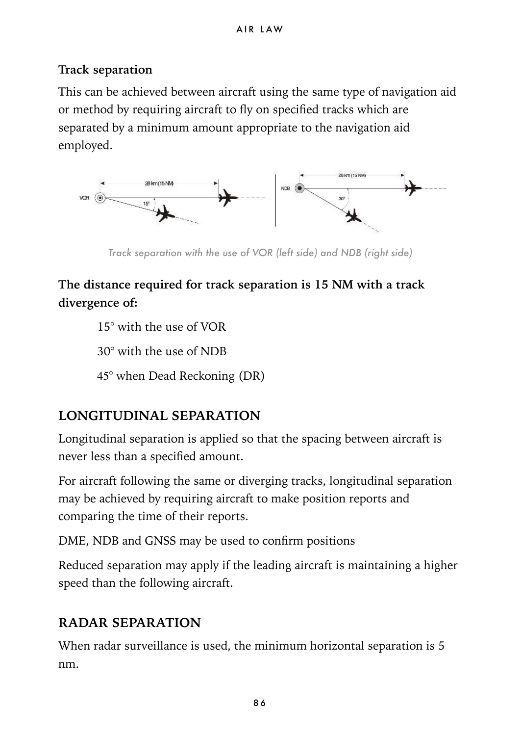### Track separation

This can be achieved between aircraft using the same type of navigation aid or method by requiring aircraft to fly on specified tracks which are separated by a minimum amount appropriate to the navigation aid employed.

*Track separation with the use of VOR (left side) and NDB (right side)*

**The distance required for track separation is 15 NM with a track divergence of:**

15° with the use of VOR

30° with the use of NDB

45° when Dead Reckoning (DR)

## LONGITUDINAL SEPARATION

Longitudinal separation is applied so that the spacing between aircraft is never less than a specified amount.

For aircraft following the same or diverging tracks, longitudinal separation may be achieved by requiring aircraft to make position reports and comparing the time of their reports.

DME, NDB and GNSS may be used to confirm positions

Reduced separation may apply if the leading aircraft is maintaining a higher speed than the following aircraft.

## RADAR SEPARATION

When radar surveillance is used, the minimum horizontal separation is 5 nm.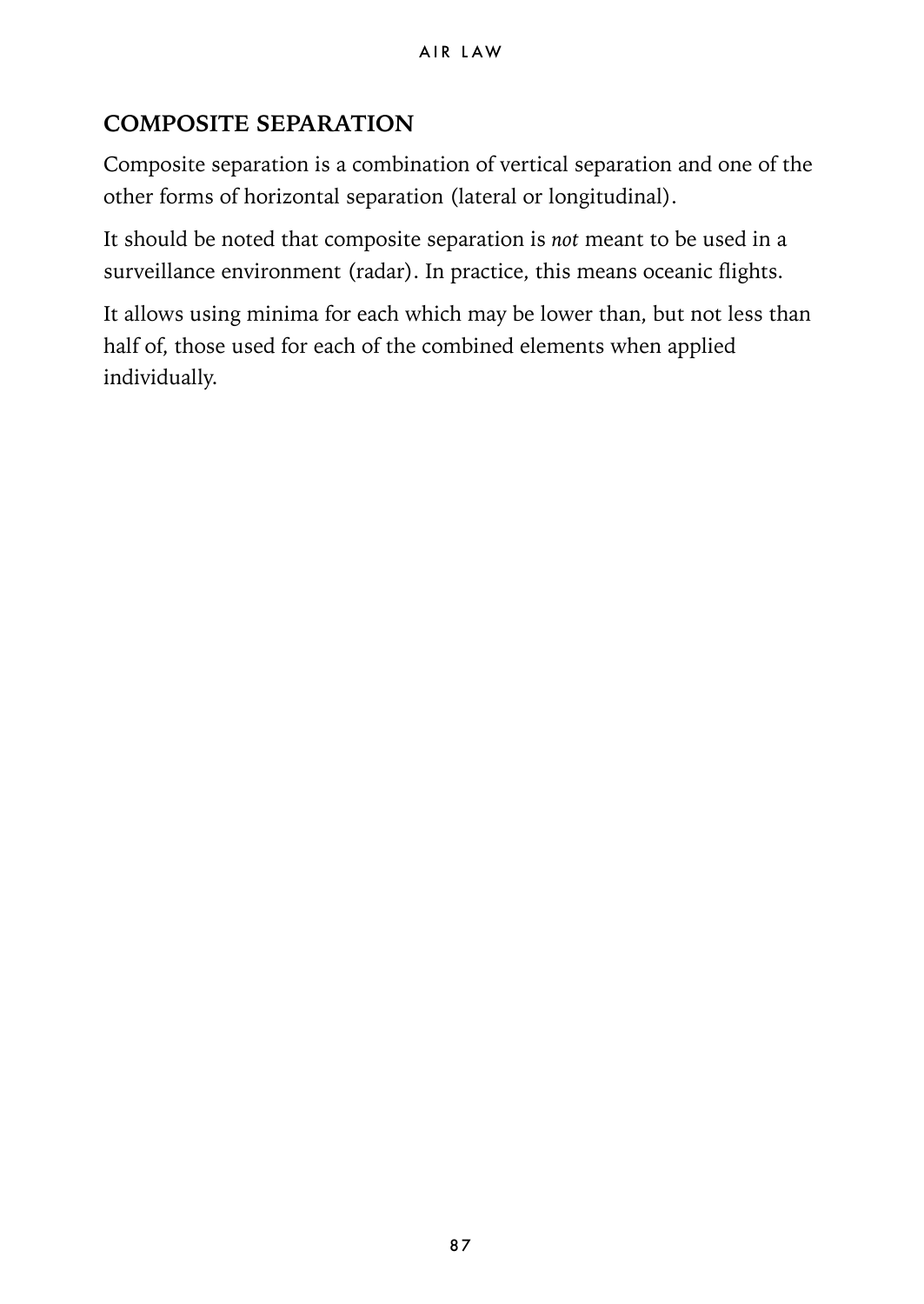## COMPOSITE SEPARATION

Composite separation is a combination of vertical separation and one of the other forms of horizontal separation (lateral or longitudinal).

It should be noted that composite separation is *not* meant to be used in a surveillance environment (radar). In practice, this means oceanic flights.

It allows using minima for each which may be lower than, but not less than half of, those used for each of the combined elements when applied individually.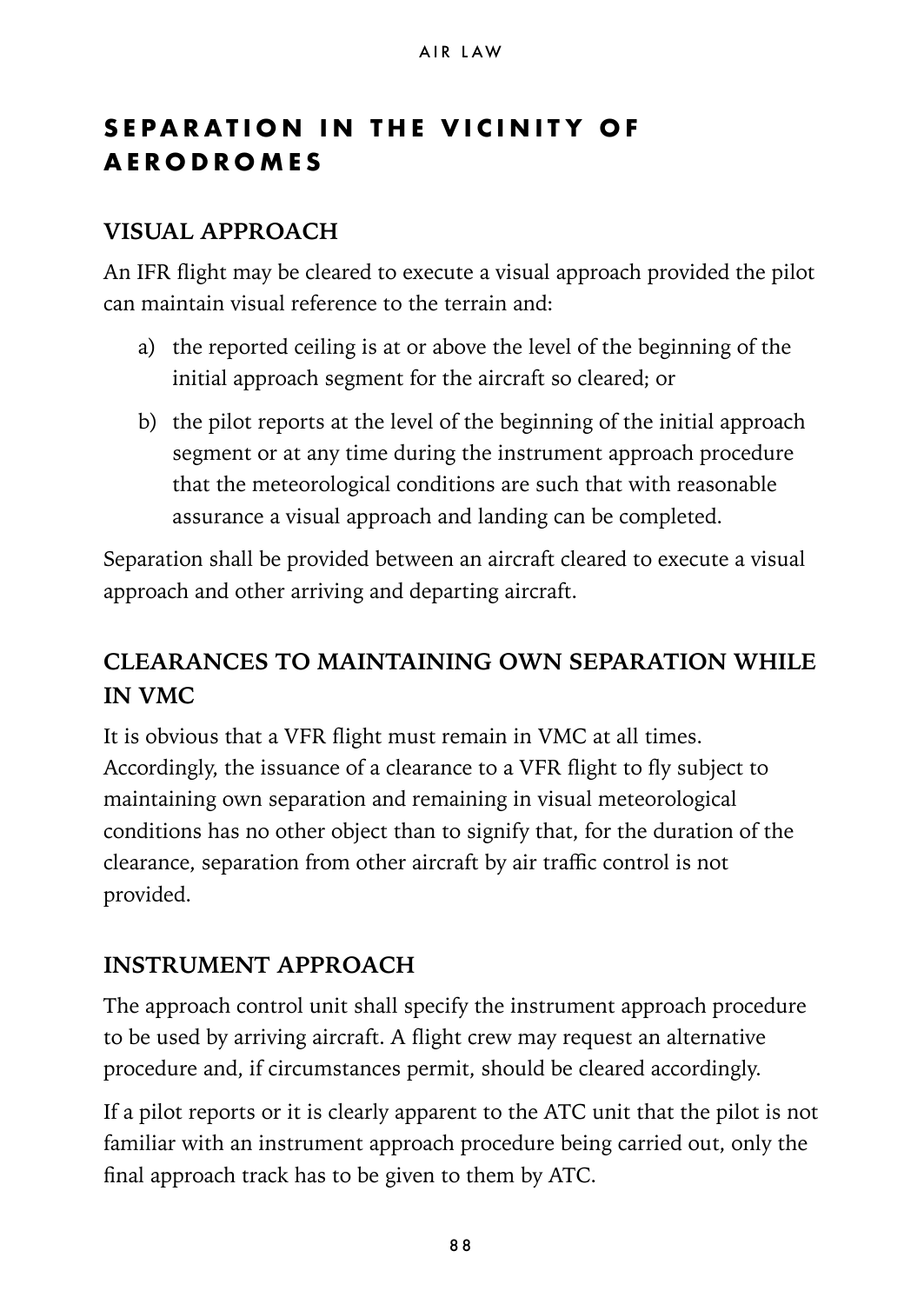## SEPARATION IN THE VICINITY OF AERODROMES

### VISUAL APPROACH

An IFR flight may be cleared to execute a visual approach provided the pilot can maintain visual reference to the terrain and:

a) the reported ceiling is at or above the level of the beginning of the initial approach segment for the aircraft so cleared; or

b) the pilot reports at the level of the beginning of the initial approach segment or at any time during the instrument approach procedure that the meteorological conditions are such that with reasonable assurance a visual approach and landing can be completed.

Separation shall be provided between an aircraft cleared to execute a visual approach and other arriving and departing aircraft.

### CLEARANCES TO MAINTAINING OWN SEPARATION WHILE IN VMC

It is obvious that a VFR flight must remain in VMC at all times. Accordingly, the issuance of a clearance to a VFR flight to fly subject to maintaining own separation and remaining in visual meteorological conditions has no other object than to signify that, for the duration of the clearance, separation from other aircraft by air traffic control is not provided.

### INSTRUMENT APPROACH

The approach control unit shall specify the instrument approach procedure to be used by arriving aircraft. A flight crew may request an alternative procedure and, if circumstances permit, should be cleared accordingly.

If a pilot reports or it is clearly apparent to the ATC unit that the pilot is not familiar with an instrument approach procedure being carried out, only the final approach track has to be given to them by ATC.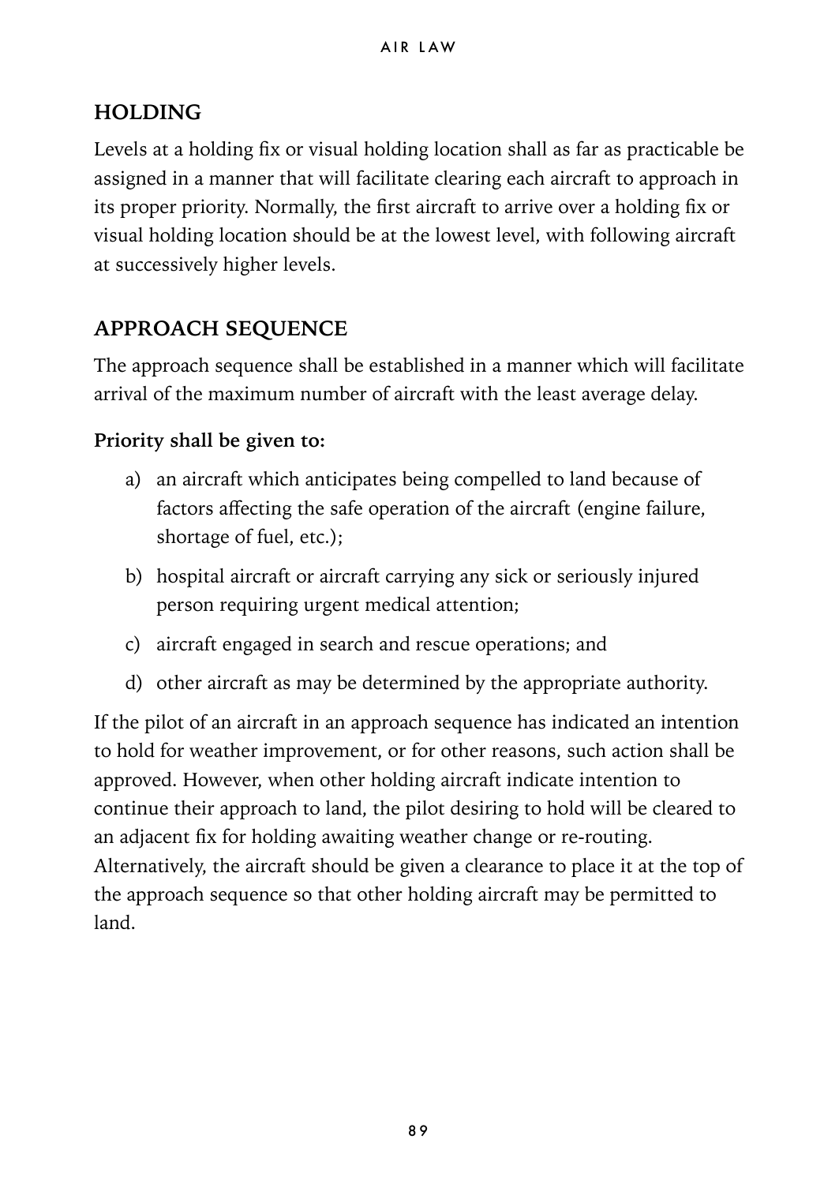## HOLDING

Levels at a holding fix or visual holding location shall as far as practicable be assigned in a manner that will facilitate clearing each aircraft to approach in its proper priority. Normally, the first aircraft to arrive over a holding fix or visual holding location should be at the lowest level, with following aircraft at successively higher levels.

## APPROACH SEQUENCE

The approach sequence shall be established in a manner which will facilitate arrival of the maximum number of aircraft with the least average delay.

**Priority shall be given to:**

a) an aircraft which anticipates being compelled to land because of factors affecting the safe operation of the aircraft (engine failure, shortage of fuel, etc.);

b) hospital aircraft or aircraft carrying any sick or seriously injured person requiring urgent medical attention;

c) aircraft engaged in search and rescue operations; and

d) other aircraft as may be determined by the appropriate authority.

If the pilot of an aircraft in an approach sequence has indicated an intention to hold for weather improvement, or for other reasons, such action shall be approved. However, when other holding aircraft indicate intention to continue their approach to land, the pilot desiring to hold will be cleared to an adjacent fix for holding awaiting weather change or re-routing. Alternatively, the aircraft should be given a clearance to place it at the top of the approach sequence so that other holding aircraft may be permitted to land.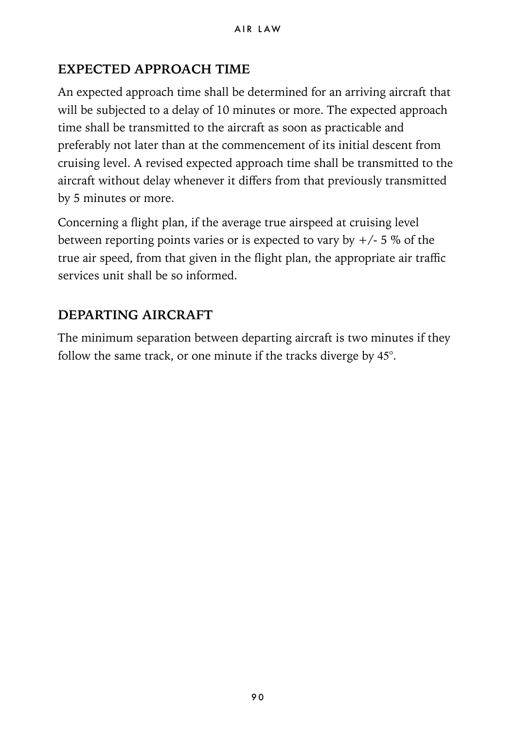## EXPECTED APPROACH TIME

An expected approach time shall be determined for an arriving aircraft that will be subjected to a delay of 10 minutes or more. The expected approach time shall be transmitted to the aircraft as soon as practicable and preferably not later than at the commencement of its initial descent from cruising level. A revised expected approach time shall be transmitted to the aircraft without delay whenever it differs from that previously transmitted by 5 minutes or more.

Concerning a flight plan, if the average true airspeed at cruising level between reporting points varies or is expected to vary by +/- 5 % of the true air speed, from that given in the flight plan, the appropriate air traffic services unit shall be so informed.

## DEPARTING AIRCRAFT

The minimum separation between departing aircraft is two minutes if they follow the same track, or one minute if the tracks diverge by 45°.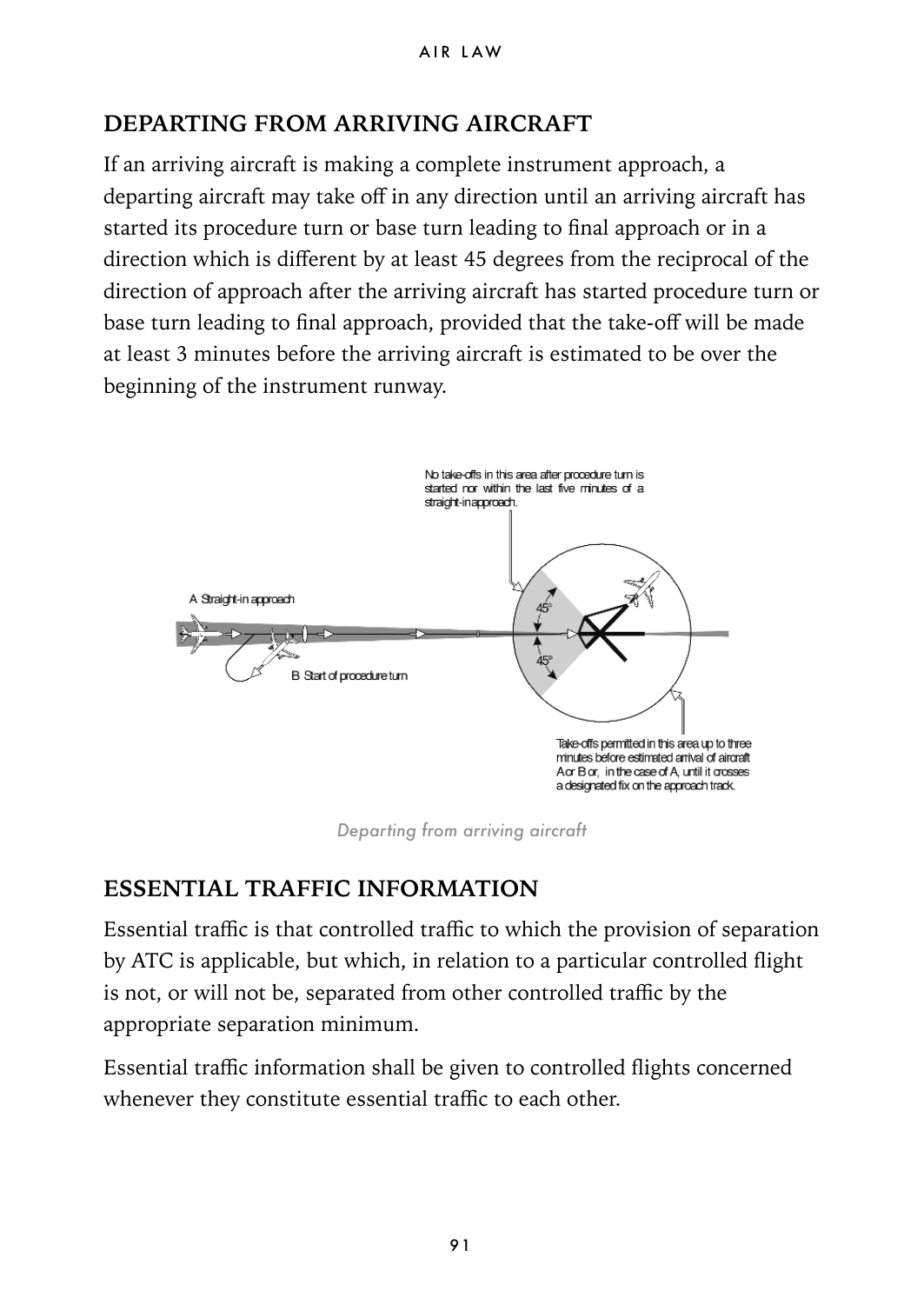## DEPARTING FROM ARRIVING AIRCRAFT

If an arriving aircraft is making a complete instrument approach, a departing aircraft may take off in any direction until an arriving aircraft has started its procedure turn or base turn leading to final approach or in a direction which is different by at least 45 degrees from the reciprocal of the direction of approach after the arriving aircraft has started procedure turn or base turn leading to final approach, provided that the take-off will be made at least 3 minutes before the arriving aircraft is estimated to be over the beginning of the instrument runway.

*Departing from arriving aircraft*

## ESSENTIAL TRAFFIC INFORMATION

Essential traffic is that controlled traffic to which the provision of separation by ATC is applicable, but which, in relation to a particular controlled flight is not, or will not be, separated from other controlled traffic by the appropriate separation minimum.

Essential traffic information shall be given to controlled flights concerned whenever they constitute essential traffic to each other.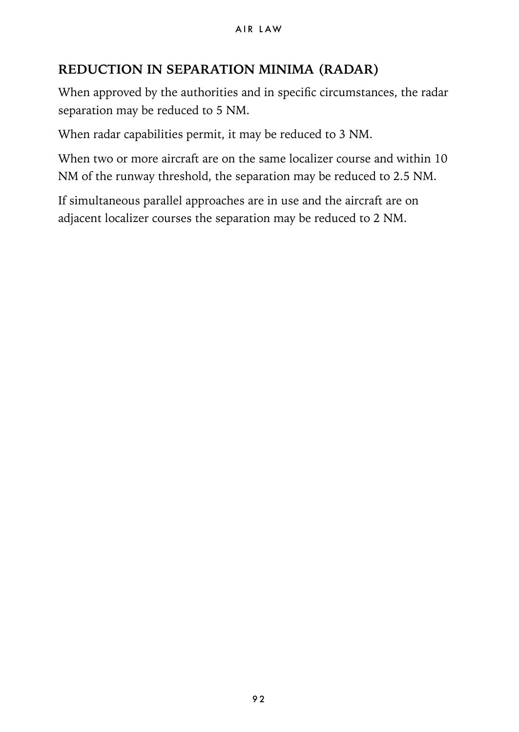## REDUCTION IN SEPARATION MINIMA (RADAR)

When approved by the authorities and in specific circumstances, the radar separation may be reduced to 5 NM.

When radar capabilities permit, it may be reduced to 3 NM.

When two or more aircraft are on the same localizer course and within 10 NM of the runway threshold, the separation may be reduced to 2.5 NM.

If simultaneous parallel approaches are in use and the aircraft are on adjacent localizer courses the separation may be reduced to 2 NM.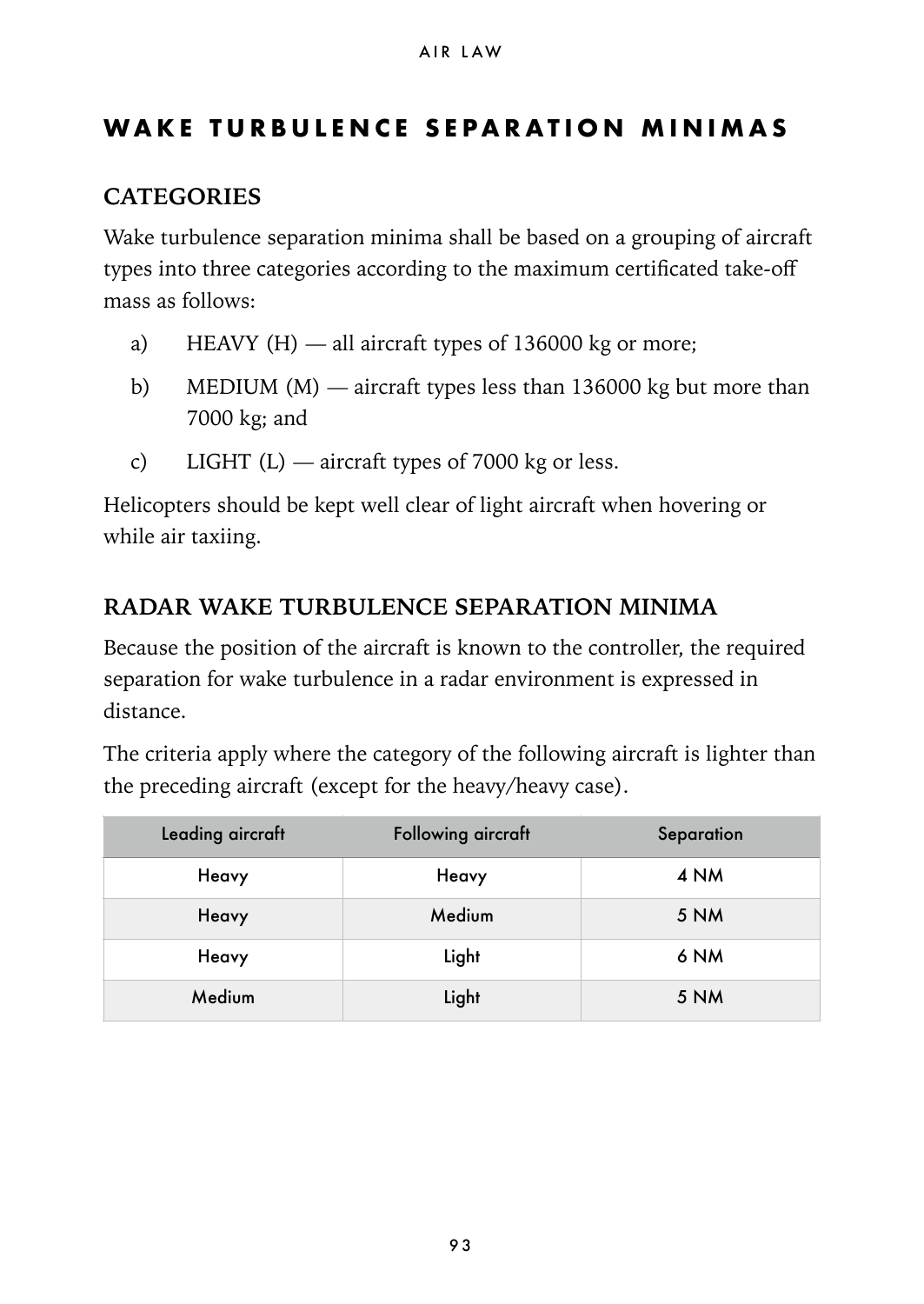## WAKE TURBULENCE SEPARATION MINIMAS

### CATEGORIES

Wake turbulence separation minima shall be based on a grouping of aircraft types into three categories according to the maximum certificated take-off mass as follows:

a) HEAVY (H) — all aircraft types of 136000 kg or more;

b) MEDIUM (M) — aircraft types less than 136000 kg but more than 7000 kg; and

c) LIGHT (L) — aircraft types of 7000 kg or less.

Helicopters should be kept well clear of light aircraft when hovering or while air taxiing.

### RADAR WAKE TURBULENCE SEPARATION MINIMA

Because the position of the aircraft is known to the controller, the required separation for wake turbulence in a radar environment is expressed in distance.

The criteria apply where the category of the following aircraft is lighter than the preceding aircraft (except for the heavy/heavy case).

| Leading aircraft | Following aircraft | Separation |
|---|---|---|
| Heavy | Heavy | 4 NM |
| Heavy | Medium | 5 NM |
| Heavy | Light | 6 NM |
| Medium | Light | 5 NM |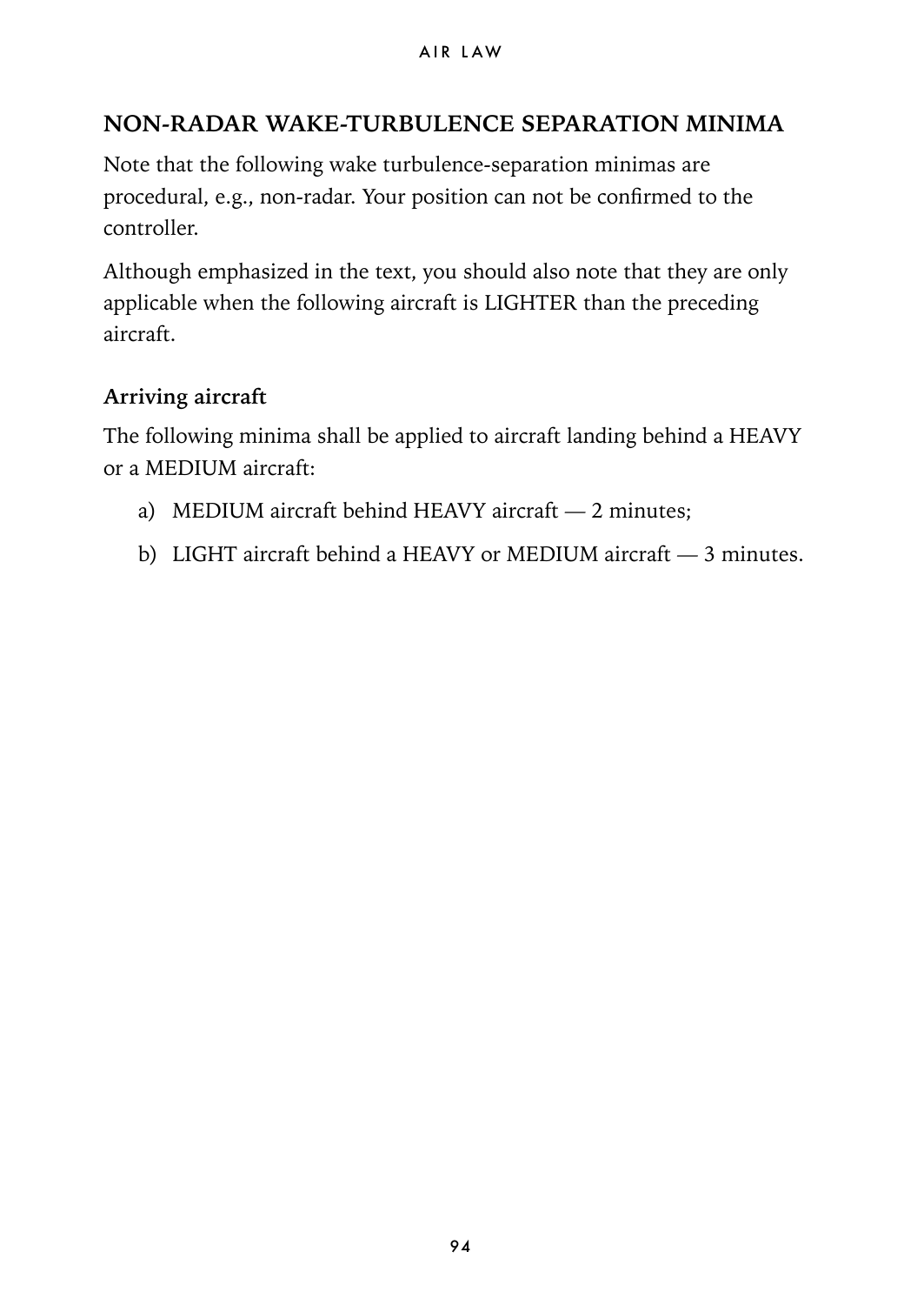## NON-RADAR WAKE-TURBULENCE SEPARATION MINIMA

Note that the following wake turbulence-separation minimas are procedural, e.g., non-radar. Your position can not be confirmed to the controller.

Although emphasized in the text, you should also note that they are only applicable when the following aircraft is LIGHTER than the preceding aircraft.

### Arriving aircraft

The following minima shall be applied to aircraft landing behind a HEAVY or a MEDIUM aircraft:

a) MEDIUM aircraft behind HEAVY aircraft — 2 minutes;

b) LIGHT aircraft behind a HEAVY or MEDIUM aircraft — 3 minutes.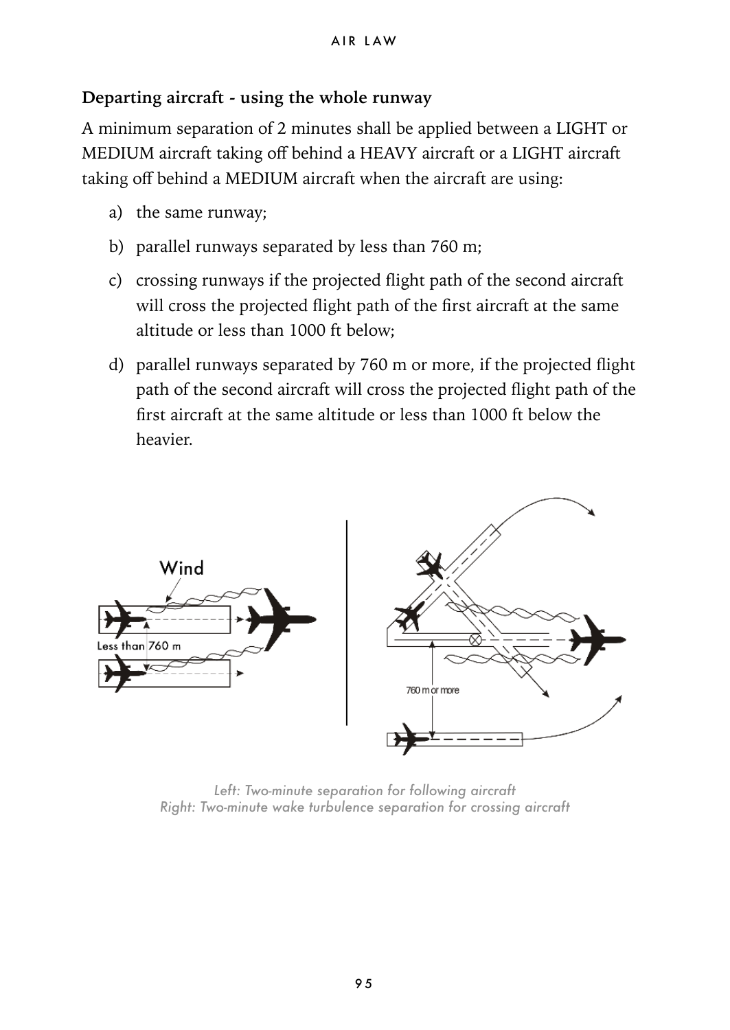### Departing aircraft - using the whole runway

A minimum separation of 2 minutes shall be applied between a LIGHT or MEDIUM aircraft taking off behind a HEAVY aircraft or a LIGHT aircraft taking off behind a MEDIUM aircraft when the aircraft are using:

a) the same runway;

b) parallel runways separated by less than 760 m;

c) crossing runways if the projected flight path of the second aircraft will cross the projected flight path of the first aircraft at the same altitude or less than 1000 ft below;

d) parallel runways separated by 760 m or more, if the projected flight path of the second aircraft will cross the projected flight path of the first aircraft at the same altitude or less than 1000 ft below the heavier.

*Left: Two-minute separation for following aircraft*
*Right: Two-minute wake turbulence separation for crossing aircraft*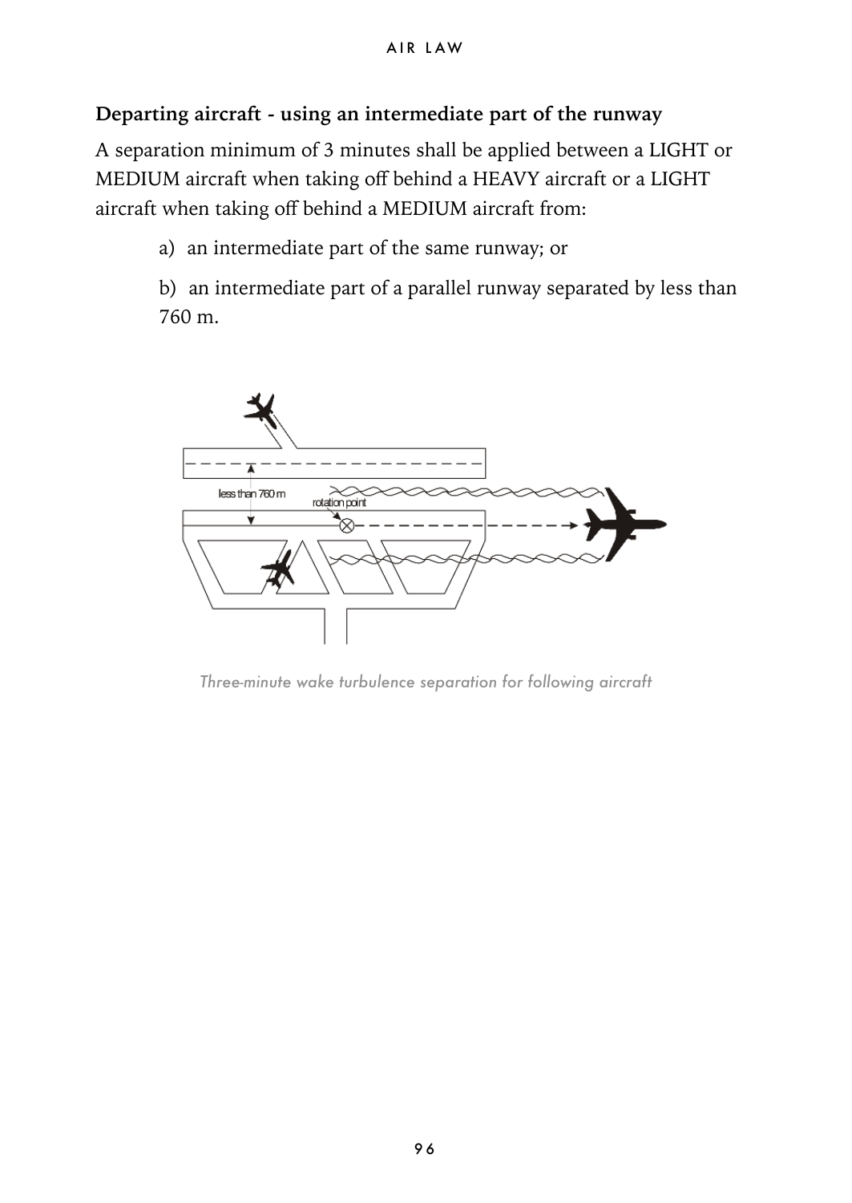### Departing aircraft - using an intermediate part of the runway

A separation minimum of 3 minutes shall be applied between a LIGHT or MEDIUM aircraft when taking off behind a HEAVY aircraft or a LIGHT aircraft when taking off behind a MEDIUM aircraft from:

a) an intermediate part of the same runway; or

b) an intermediate part of a parallel runway separated by less than 760 m.

*Three-minute wake turbulence separation for following aircraft*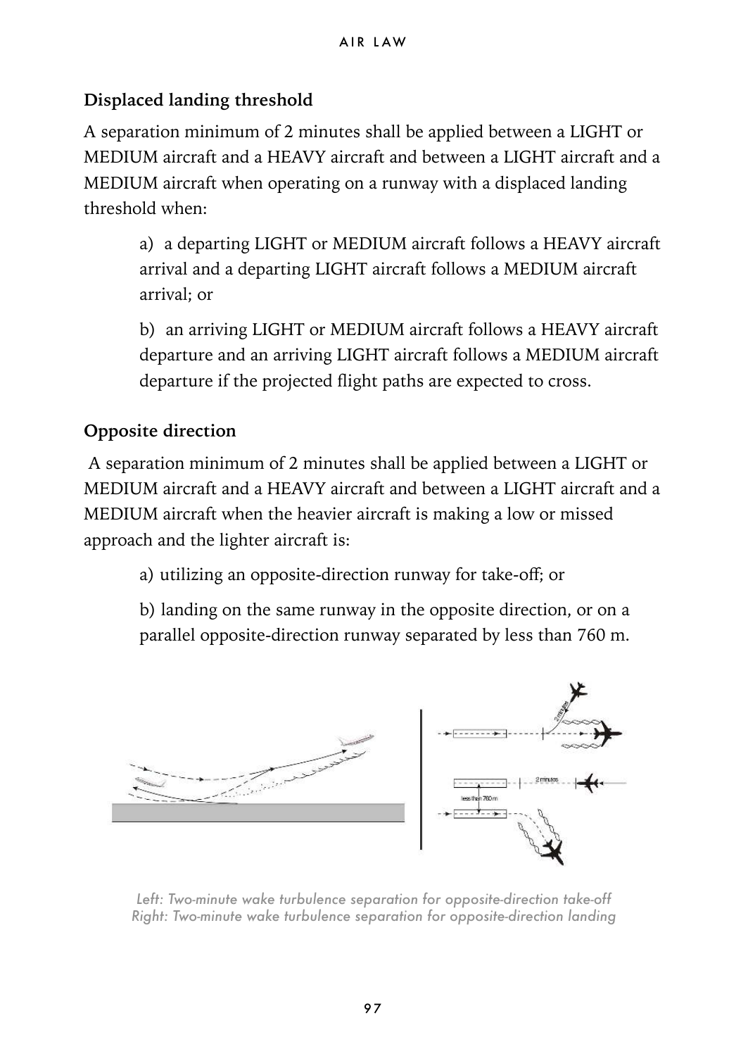### Displaced landing threshold

A separation minimum of 2 minutes shall be applied between a LIGHT or MEDIUM aircraft and a HEAVY aircraft and between a LIGHT aircraft and a MEDIUM aircraft when operating on a runway with a displaced landing threshold when:

a) a departing LIGHT or MEDIUM aircraft follows a HEAVY aircraft arrival and a departing LIGHT aircraft follows a MEDIUM aircraft arrival; or

b) an arriving LIGHT or MEDIUM aircraft follows a HEAVY aircraft departure and an arriving LIGHT aircraft follows a MEDIUM aircraft departure if the projected flight paths are expected to cross.

### Opposite direction

A separation minimum of 2 minutes shall be applied between a LIGHT or MEDIUM aircraft and a HEAVY aircraft and between a LIGHT aircraft and a MEDIUM aircraft when the heavier aircraft is making a low or missed approach and the lighter aircraft is:

a) utilizing an opposite-direction runway for take-off; or

b) landing on the same runway in the opposite direction, or on a parallel opposite-direction runway separated by less than 760 m.

2 minutes

2 minutes

less than 760 m

*Left: Two-minute wake turbulence separation for opposite-direction take-off*
*Right: Two-minute wake turbulence separation for opposite-direction landing*